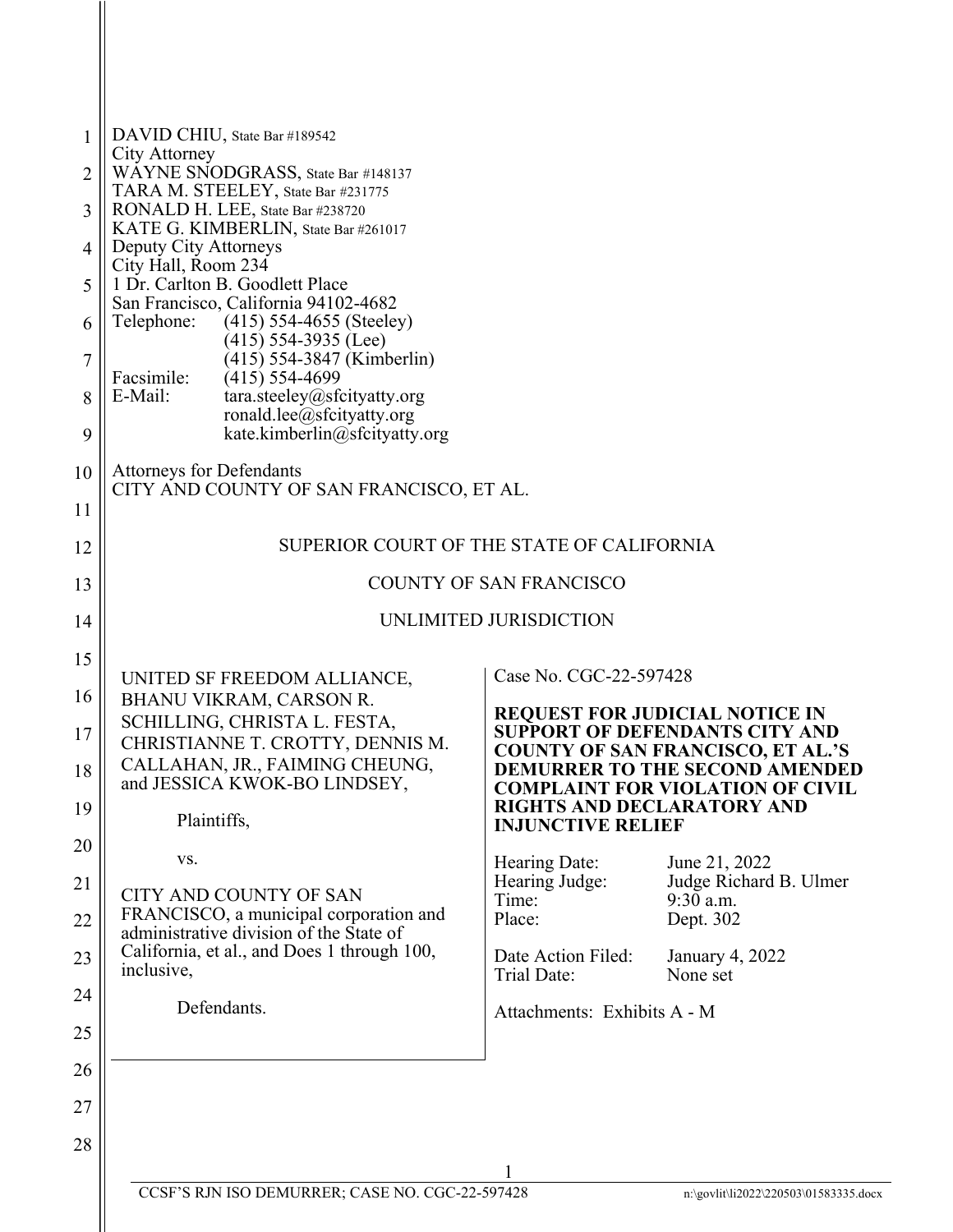DAVID CHIU, State Bar #189542
City Attorney
WAYNE SNODGRASS, State Bar #148137
TARA M. STEELEY, State Bar #231775
RONALD H. LEE, State Bar #238720
KATE G. KIMBERLIN, State Bar #261017
Deputy City Attorneys
City Hall, Room 234
1 Dr. Carlton B. Goodlett Place
San Francisco, California 94102-4682
Telephone: (415) 554-4655 (Steeley)
(415) 554-3935 (Lee)
(415) 554-3847 (Kimberlin)
Facsimile: (415) 554-4699
E-Mail: tara.steeley@sfcityatty.org
ronald.lee@sfcityatty.org
kate.kimberlin@sfcityatty.org

Attorneys for Defendants
CITY AND COUNTY OF SAN FRANCISCO, ET AL.

SUPERIOR COURT OF THE STATE OF CALIFORNIA

COUNTY OF SAN FRANCISCO

UNLIMITED JURISDICTION

UNITED SF FREEDOM ALLIANCE, BHANU VIKRAM, CARSON R. SCHILLING, CHRISTA L. FESTA, CHRISTIANNE T. CROTTY, DENNIS M. CALLAHAN, JR., FAIMING CHEUNG, and JESSICA KWOK-BO LINDSEY,

Plaintiffs,

vs.

CITY AND COUNTY OF SAN FRANCISCO, a municipal corporation and administrative division of the State of California, et al., and Does 1 through 100, inclusive,

Defendants.

Case No. CGC-22-597428

**REQUEST FOR JUDICIAL NOTICE IN SUPPORT OF DEFENDANTS CITY AND COUNTY OF SAN FRANCISCO, ET AL.'S DEMURRER TO THE SECOND AMENDED COMPLAINT FOR VIOLATION OF CIVIL RIGHTS AND DECLARATORY AND INJUNCTIVE RELIEF**

Hearing Date: June 21, 2022
Hearing Judge: Judge Richard B. Ulmer
Time: 9:30 a.m.
Place: Dept. 302

Date Action Filed: January 4, 2022
Trial Date: None set

Attachments: Exhibits A - M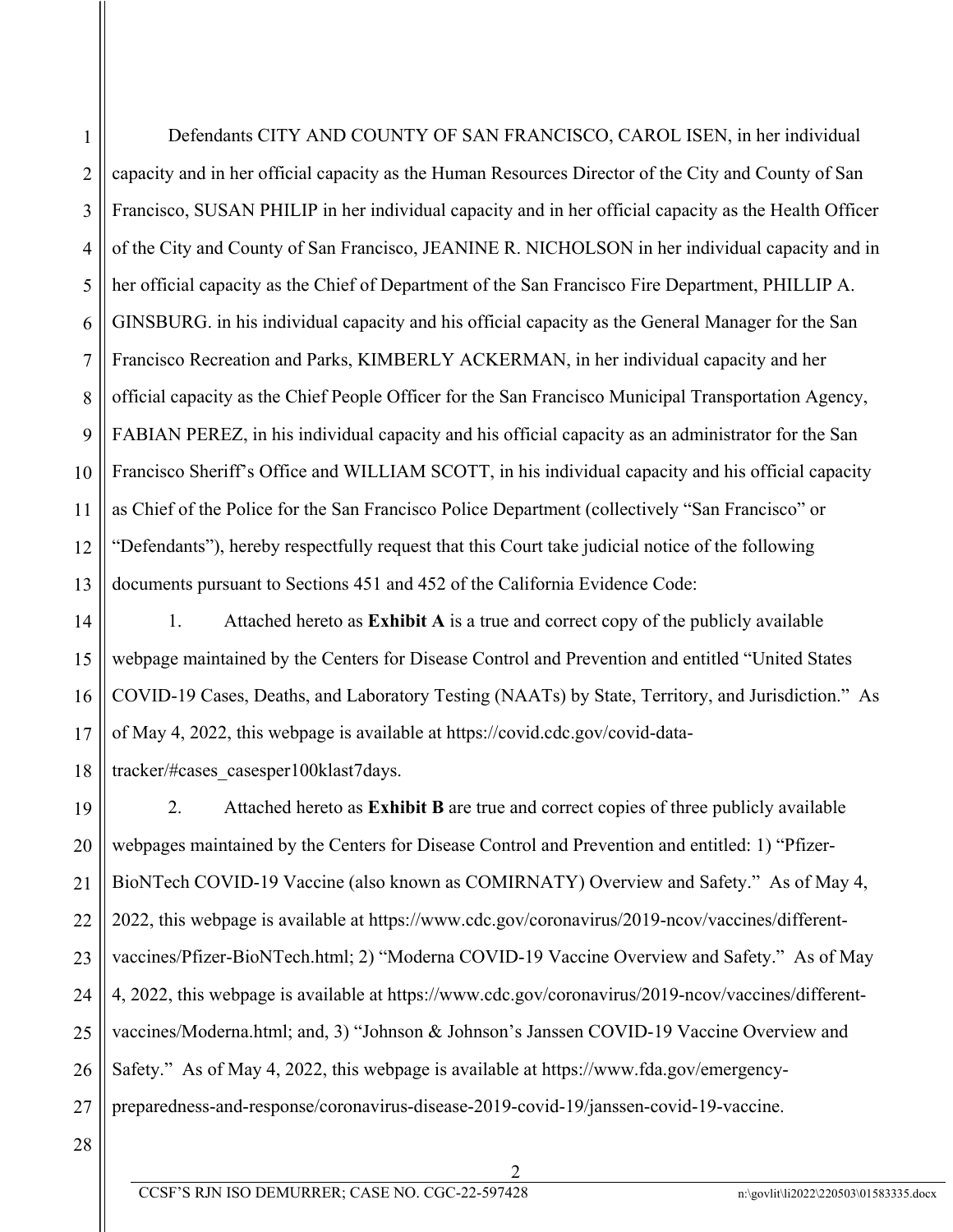Defendants CITY AND COUNTY OF SAN FRANCISCO, CAROL ISEN, in her individual capacity and in her official capacity as the Human Resources Director of the City and County of San Francisco, SUSAN PHILIP in her individual capacity and in her official capacity as the Health Officer of the City and County of San Francisco, JEANINE R. NICHOLSON in her individual capacity and in her official capacity as the Chief of Department of the San Francisco Fire Department, PHILLIP A. GINSBURG. in his individual capacity and his official capacity as the General Manager for the San Francisco Recreation and Parks, KIMBERLY ACKERMAN, in her individual capacity and her official capacity as the Chief People Officer for the San Francisco Municipal Transportation Agency, FABIAN PEREZ, in his individual capacity and his official capacity as an administrator for the San Francisco Sheriff's Office and WILLIAM SCOTT, in his individual capacity and his official capacity as Chief of the Police for the San Francisco Police Department (collectively "San Francisco" or "Defendants"), hereby respectfully request that this Court take judicial notice of the following documents pursuant to Sections 451 and 452 of the California Evidence Code:

1. Attached hereto as **Exhibit A** is a true and correct copy of the publicly available webpage maintained by the Centers for Disease Control and Prevention and entitled "United States COVID-19 Cases, Deaths, and Laboratory Testing (NAATs) by State, Territory, and Jurisdiction." As of May 4, 2022, this webpage is available at https://covid.cdc.gov/covid-data-tracker/#cases_casesper100klast7days.

2. Attached hereto as **Exhibit B** are true and correct copies of three publicly available webpages maintained by the Centers for Disease Control and Prevention and entitled: 1) "Pfizer-BioNTech COVID-19 Vaccine (also known as COMIRNATY) Overview and Safety." As of May 4, 2022, this webpage is available at https://www.cdc.gov/coronavirus/2019-ncov/vaccines/different-vaccines/Pfizer-BioNTech.html; 2) "Moderna COVID-19 Vaccine Overview and Safety." As of May 4, 2022, this webpage is available at https://www.cdc.gov/coronavirus/2019-ncov/vaccines/different-vaccines/Moderna.html; and, 3) "Johnson & Johnson's Janssen COVID-19 Vaccine Overview and Safety." As of May 4, 2022, this webpage is available at https://www.fda.gov/emergency-preparedness-and-response/coronavirus-disease-2019-covid-19/janssen-covid-19-vaccine.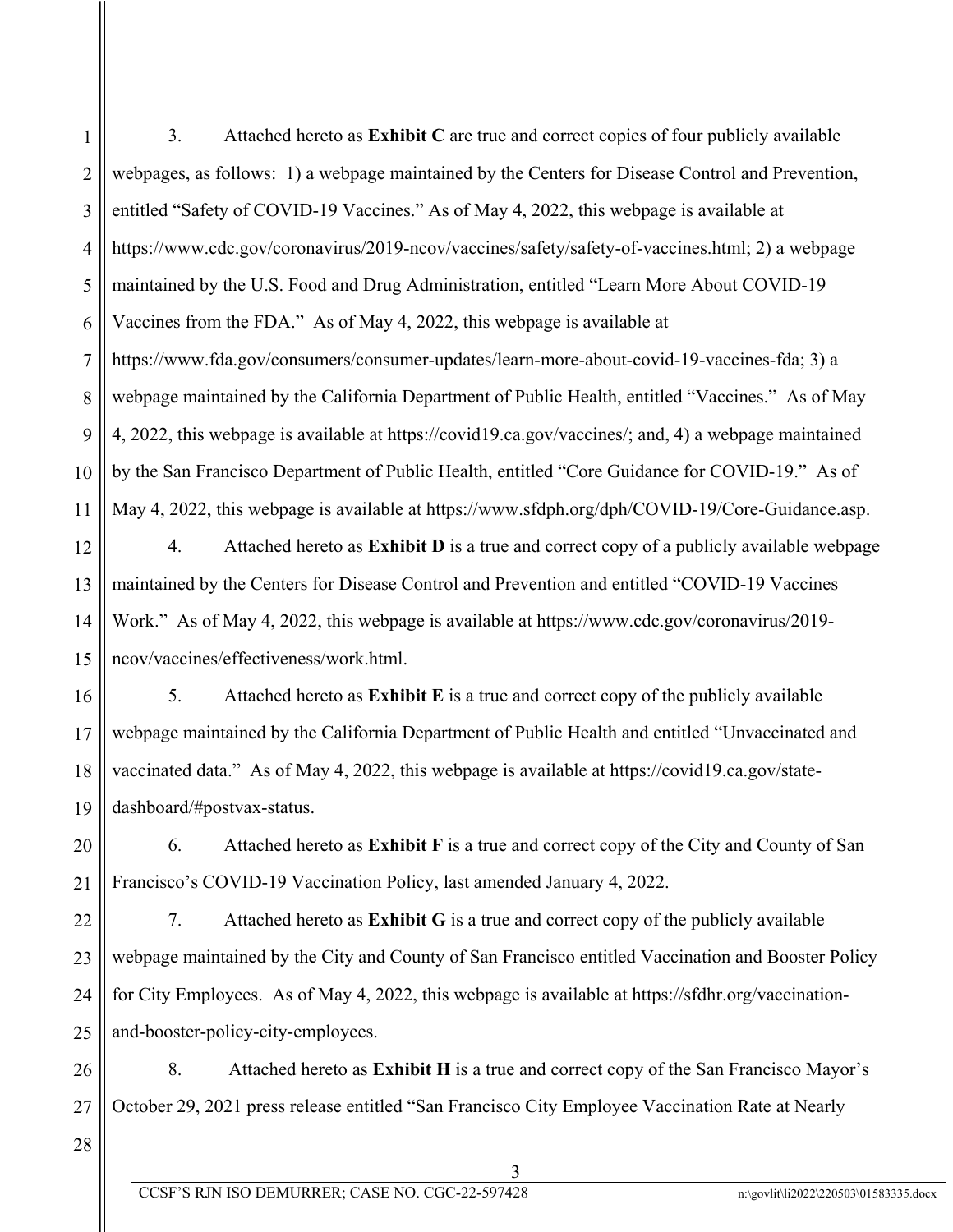3. Attached hereto as **Exhibit C** are true and correct copies of four publicly available webpages, as follows: 1) a webpage maintained by the Centers for Disease Control and Prevention, entitled "Safety of COVID-19 Vaccines." As of May 4, 2022, this webpage is available at https://www.cdc.gov/coronavirus/2019-ncov/vaccines/safety/safety-of-vaccines.html; 2) a webpage maintained by the U.S. Food and Drug Administration, entitled "Learn More About COVID-19 Vaccines from the FDA." As of May 4, 2022, this webpage is available at https://www.fda.gov/consumers/consumer-updates/learn-more-about-covid-19-vaccines-fda; 3) a webpage maintained by the California Department of Public Health, entitled "Vaccines." As of May 4, 2022, this webpage is available at https://covid19.ca.gov/vaccines/; and, 4) a webpage maintained by the San Francisco Department of Public Health, entitled "Core Guidance for COVID-19." As of May 4, 2022, this webpage is available at https://www.sfdph.org/dph/COVID-19/Core-Guidance.asp.

4. Attached hereto as **Exhibit D** is a true and correct copy of a publicly available webpage maintained by the Centers for Disease Control and Prevention and entitled "COVID-19 Vaccines Work." As of May 4, 2022, this webpage is available at https://www.cdc.gov/coronavirus/2019-ncov/vaccines/effectiveness/work.html.

5. Attached hereto as **Exhibit E** is a true and correct copy of the publicly available webpage maintained by the California Department of Public Health and entitled "Unvaccinated and vaccinated data." As of May 4, 2022, this webpage is available at https://covid19.ca.gov/state-dashboard/#postvax-status.

6. Attached hereto as **Exhibit F** is a true and correct copy of the City and County of San Francisco's COVID-19 Vaccination Policy, last amended January 4, 2022.

7. Attached hereto as **Exhibit G** is a true and correct copy of the publicly available webpage maintained by the City and County of San Francisco entitled Vaccination and Booster Policy for City Employees. As of May 4, 2022, this webpage is available at https://sfdhr.org/vaccination-and-booster-policy-city-employees.

8. Attached hereto as **Exhibit H** is a true and correct copy of the San Francisco Mayor's October 29, 2021 press release entitled "San Francisco City Employee Vaccination Rate at Nearly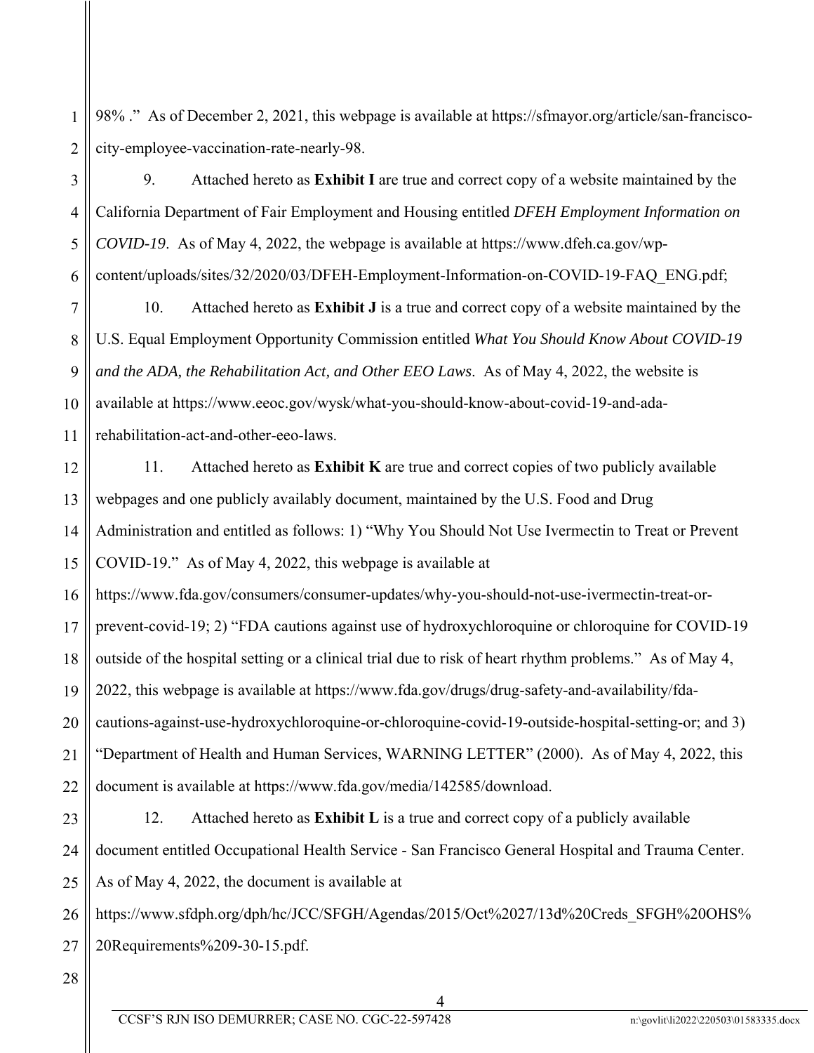98% ." As of December 2, 2021, this webpage is available at https://sfmayor.org/article/san-francisco-city-employee-vaccination-rate-nearly-98.

9. Attached hereto as **Exhibit I** are true and correct copy of a website maintained by the California Department of Fair Employment and Housing entitled *DFEH Employment Information on COVID-19*. As of May 4, 2022, the webpage is available at https://www.dfeh.ca.gov/wp-content/uploads/sites/32/2020/03/DFEH-Employment-Information-on-COVID-19-FAQ_ENG.pdf;

10. Attached hereto as **Exhibit J** is a true and correct copy of a website maintained by the U.S. Equal Employment Opportunity Commission entitled *What You Should Know About COVID-19 and the ADA, the Rehabilitation Act, and Other EEO Laws*. As of May 4, 2022, the website is available at https://www.eeoc.gov/wysk/what-you-should-know-about-covid-19-and-ada-rehabilitation-act-and-other-eeo-laws.

11. Attached hereto as **Exhibit K** are true and correct copies of two publicly available webpages and one publicly availably document, maintained by the U.S. Food and Drug Administration and entitled as follows: 1) "Why You Should Not Use Ivermectin to Treat or Prevent COVID-19." As of May 4, 2022, this webpage is available at https://www.fda.gov/consumers/consumer-updates/why-you-should-not-use-ivermectin-treat-or-prevent-covid-19; 2) "FDA cautions against use of hydroxychloroquine or chloroquine for COVID-19 outside of the hospital setting or a clinical trial due to risk of heart rhythm problems." As of May 4, 2022, this webpage is available at https://www.fda.gov/drugs/drug-safety-and-availability/fda-cautions-against-use-hydroxychloroquine-or-chloroquine-covid-19-outside-hospital-setting-or; and 3) "Department of Health and Human Services, WARNING LETTER" (2000). As of May 4, 2022, this document is available at https://www.fda.gov/media/142585/download.

12. Attached hereto as **Exhibit L** is a true and correct copy of a publicly available document entitled Occupational Health Service - San Francisco General Hospital and Trauma Center. As of May 4, 2022, the document is available at https://www.sfdph.org/dph/hc/JCC/SFGH/Agendas/2015/Oct%2027/13d%20Creds_SFGH%20OHS%20Requirements%209-30-15.pdf.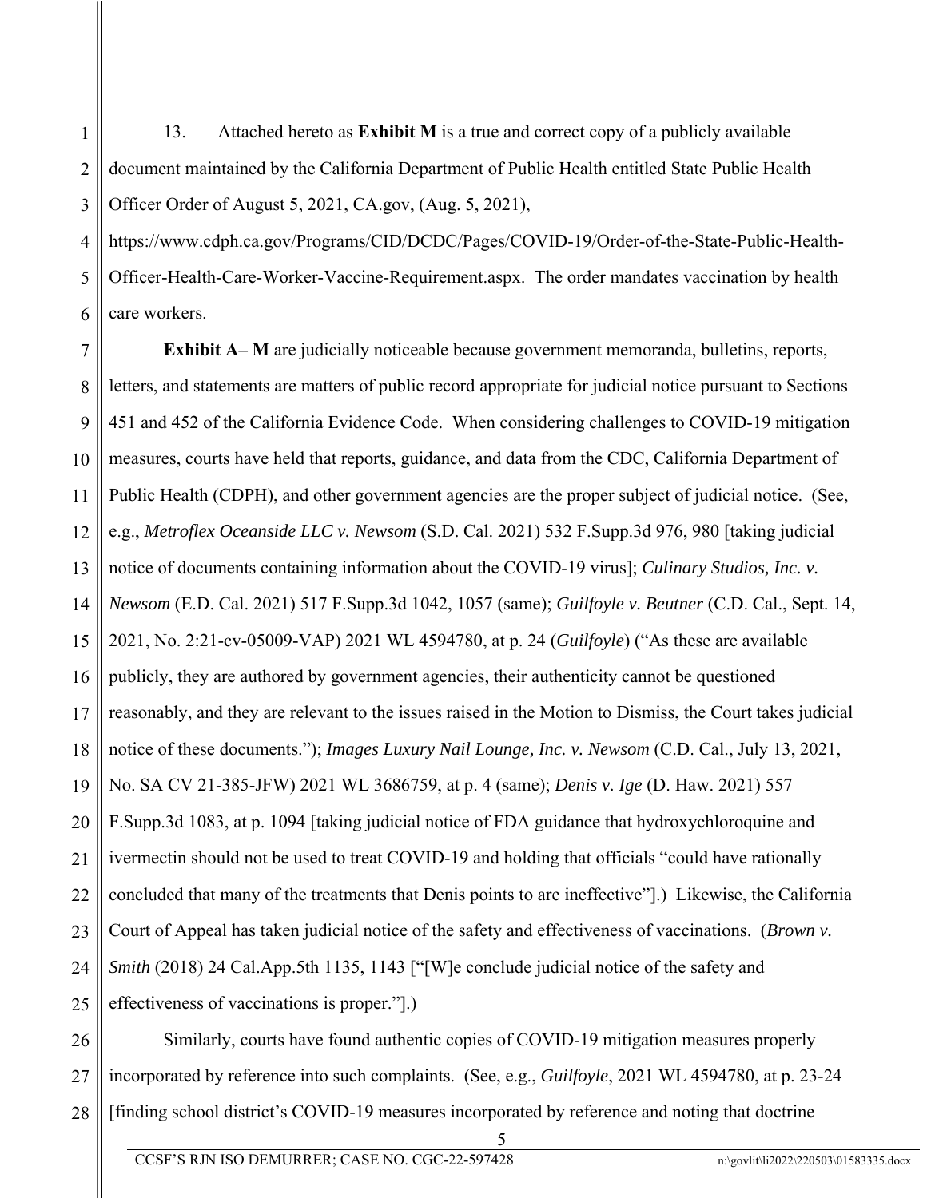13. Attached hereto as **Exhibit M** is a true and correct copy of a publicly available document maintained by the California Department of Public Health entitled State Public Health Officer Order of August 5, 2021, CA.gov, (Aug. 5, 2021), https://www.cdph.ca.gov/Programs/CID/DCDC/Pages/COVID-19/Order-of-the-State-Public-Health-Officer-Health-Care-Worker-Vaccine-Requirement.aspx. The order mandates vaccination by health care workers.

**Exhibit A– M** are judicially noticeable because government memoranda, bulletins, reports, letters, and statements are matters of public record appropriate for judicial notice pursuant to Sections 451 and 452 of the California Evidence Code. When considering challenges to COVID-19 mitigation measures, courts have held that reports, guidance, and data from the CDC, California Department of Public Health (CDPH), and other government agencies are the proper subject of judicial notice. (See, e.g., *Metroflex Oceanside LLC v. Newsom* (S.D. Cal. 2021) 532 F.Supp.3d 976, 980 [taking judicial notice of documents containing information about the COVID-19 virus]; *Culinary Studios, Inc. v. Newsom* (E.D. Cal. 2021) 517 F.Supp.3d 1042, 1057 (same); *Guilfoyle v. Beutner* (C.D. Cal., Sept. 14, 2021, No. 2:21-cv-05009-VAP) 2021 WL 4594780, at p. 24 (*Guilfoyle*) ("As these are available publicly, they are authored by government agencies, their authenticity cannot be questioned reasonably, and they are relevant to the issues raised in the Motion to Dismiss, the Court takes judicial notice of these documents."); *Images Luxury Nail Lounge, Inc. v. Newsom* (C.D. Cal., July 13, 2021, No. SA CV 21-385-JFW) 2021 WL 3686759, at p. 4 (same); *Denis v. Ige* (D. Haw. 2021) 557 F.Supp.3d 1083, at p. 1094 [taking judicial notice of FDA guidance that hydroxychloroquine and ivermectin should not be used to treat COVID-19 and holding that officials "could have rationally concluded that many of the treatments that Denis points to are ineffective"].) Likewise, the California Court of Appeal has taken judicial notice of the safety and effectiveness of vaccinations. (*Brown v. Smith* (2018) 24 Cal.App.5th 1135, 1143 ["[W]e conclude judicial notice of the safety and effectiveness of vaccinations is proper."].)

Similarly, courts have found authentic copies of COVID-19 mitigation measures properly incorporated by reference into such complaints. (See, e.g., *Guilfoyle*, 2021 WL 4594780, at p. 23-24 [finding school district's COVID-19 measures incorporated by reference and noting that doctrine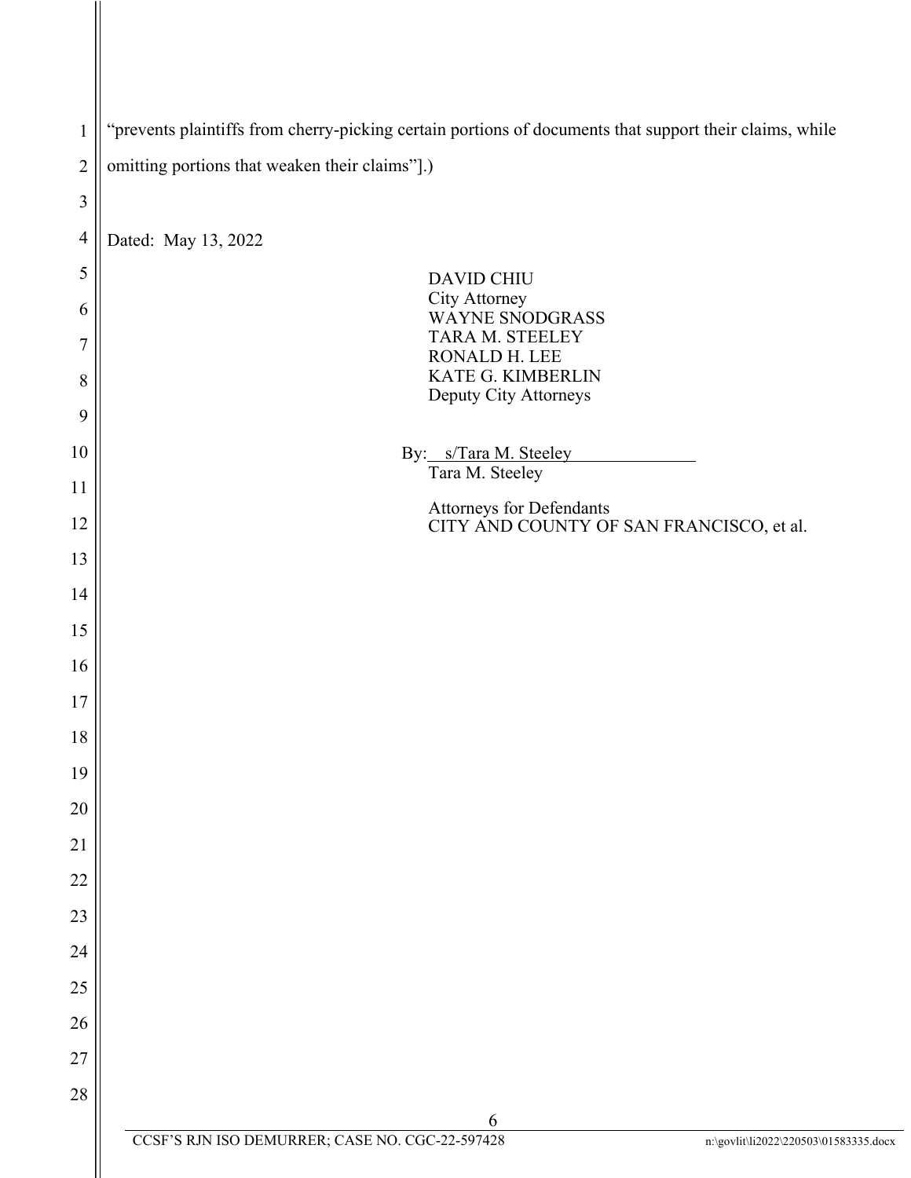"prevents plaintiffs from cherry-picking certain portions of documents that support their claims, while omitting portions that weaken their claims"].)

Dated: May 13, 2022

DAVID CHIU
City Attorney
WAYNE SNODGRASS
TARA M. STEELEY
RONALD H. LEE
KATE G. KIMBERLIN
Deputy City Attorneys

By: s/Tara M. Steeley
Tara M. Steeley

Attorneys for Defendants
CITY AND COUNTY OF SAN FRANCISCO, et al.